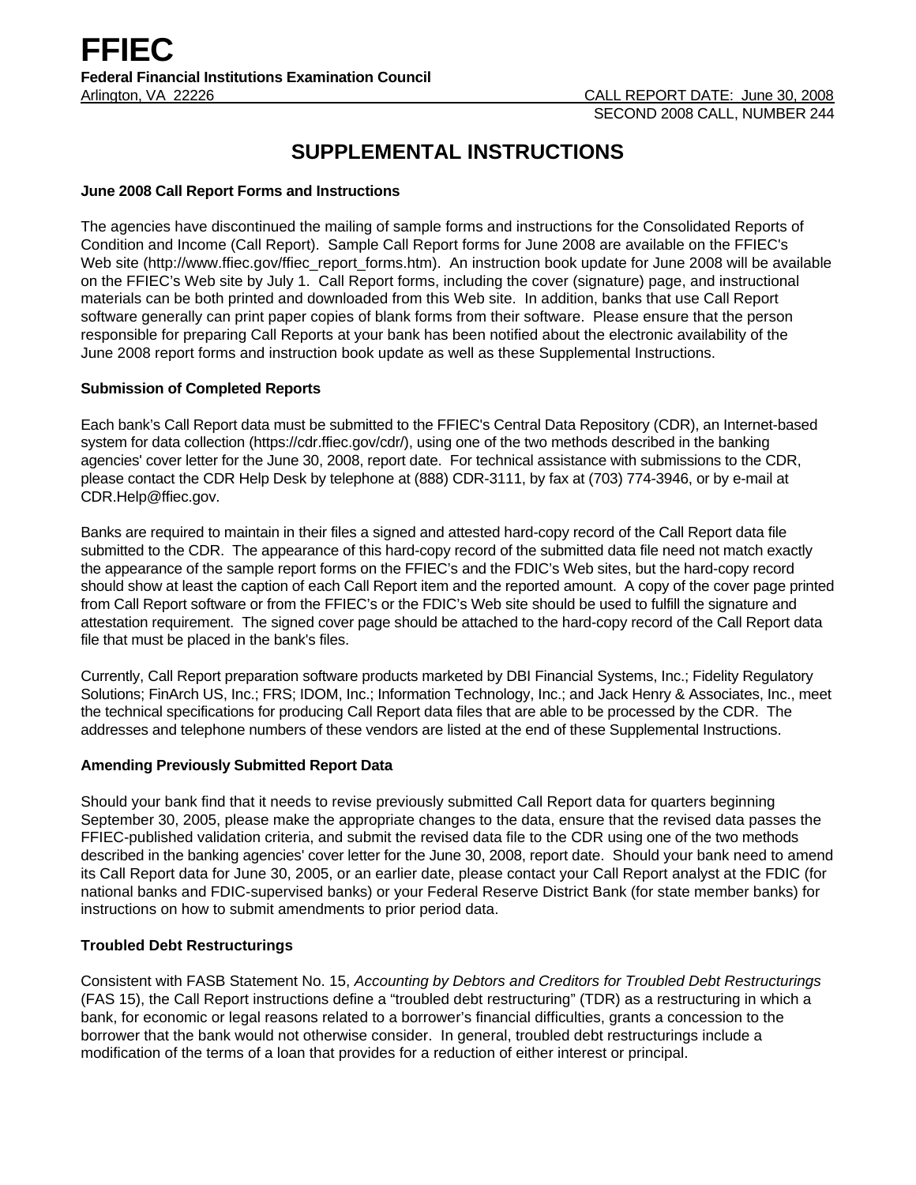# FFIEC

**Federal Financial Institutions Examination Council**

Arlington, VA 22226

CALL REPORT DATE: June 30, 2008
SECOND 2008 CALL, NUMBER 244

## SUPPLEMENTAL INSTRUCTIONS

### June 2008 Call Report Forms and Instructions

The agencies have discontinued the mailing of sample forms and instructions for the Consolidated Reports of Condition and Income (Call Report). Sample Call Report forms for June 2008 are available on the FFIEC's Web site (http://www.ffiec.gov/ffiec_report_forms.htm). An instruction book update for June 2008 will be available on the FFIEC's Web site by July 1. Call Report forms, including the cover (signature) page, and instructional materials can be both printed and downloaded from this Web site. In addition, banks that use Call Report software generally can print paper copies of blank forms from their software. Please ensure that the person responsible for preparing Call Reports at your bank has been notified about the electronic availability of the June 2008 report forms and instruction book update as well as these Supplemental Instructions.

### Submission of Completed Reports

Each bank's Call Report data must be submitted to the FFIEC's Central Data Repository (CDR), an Internet-based system for data collection (https://cdr.ffiec.gov/cdr/), using one of the two methods described in the banking agencies' cover letter for the June 30, 2008, report date. For technical assistance with submissions to the CDR, please contact the CDR Help Desk by telephone at (888) CDR-3111, by fax at (703) 774-3946, or by e-mail at CDR.Help@ffiec.gov.

Banks are required to maintain in their files a signed and attested hard-copy record of the Call Report data file submitted to the CDR. The appearance of this hard-copy record of the submitted data file need not match exactly the appearance of the sample report forms on the FFIEC's and the FDIC's Web sites, but the hard-copy record should show at least the caption of each Call Report item and the reported amount. A copy of the cover page printed from Call Report software or from the FFIEC's or the FDIC's Web site should be used to fulfill the signature and attestation requirement. The signed cover page should be attached to the hard-copy record of the Call Report data file that must be placed in the bank's files.

Currently, Call Report preparation software products marketed by DBI Financial Systems, Inc.; Fidelity Regulatory Solutions; FinArch US, Inc.; FRS; IDOM, Inc.; Information Technology, Inc.; and Jack Henry & Associates, Inc., meet the technical specifications for producing Call Report data files that are able to be processed by the CDR. The addresses and telephone numbers of these vendors are listed at the end of these Supplemental Instructions.

### Amending Previously Submitted Report Data

Should your bank find that it needs to revise previously submitted Call Report data for quarters beginning September 30, 2005, please make the appropriate changes to the data, ensure that the revised data passes the FFIEC-published validation criteria, and submit the revised data file to the CDR using one of the two methods described in the banking agencies' cover letter for the June 30, 2008, report date. Should your bank need to amend its Call Report data for June 30, 2005, or an earlier date, please contact your Call Report analyst at the FDIC (for national banks and FDIC-supervised banks) or your Federal Reserve District Bank (for state member banks) for instructions on how to submit amendments to prior period data.

### Troubled Debt Restructurings

Consistent with FASB Statement No. 15, *Accounting by Debtors and Creditors for Troubled Debt Restructurings* (FAS 15), the Call Report instructions define a "troubled debt restructuring" (TDR) as a restructuring in which a bank, for economic or legal reasons related to a borrower's financial difficulties, grants a concession to the borrower that the bank would not otherwise consider. In general, troubled debt restructurings include a modification of the terms of a loan that provides for a reduction of either interest or principal.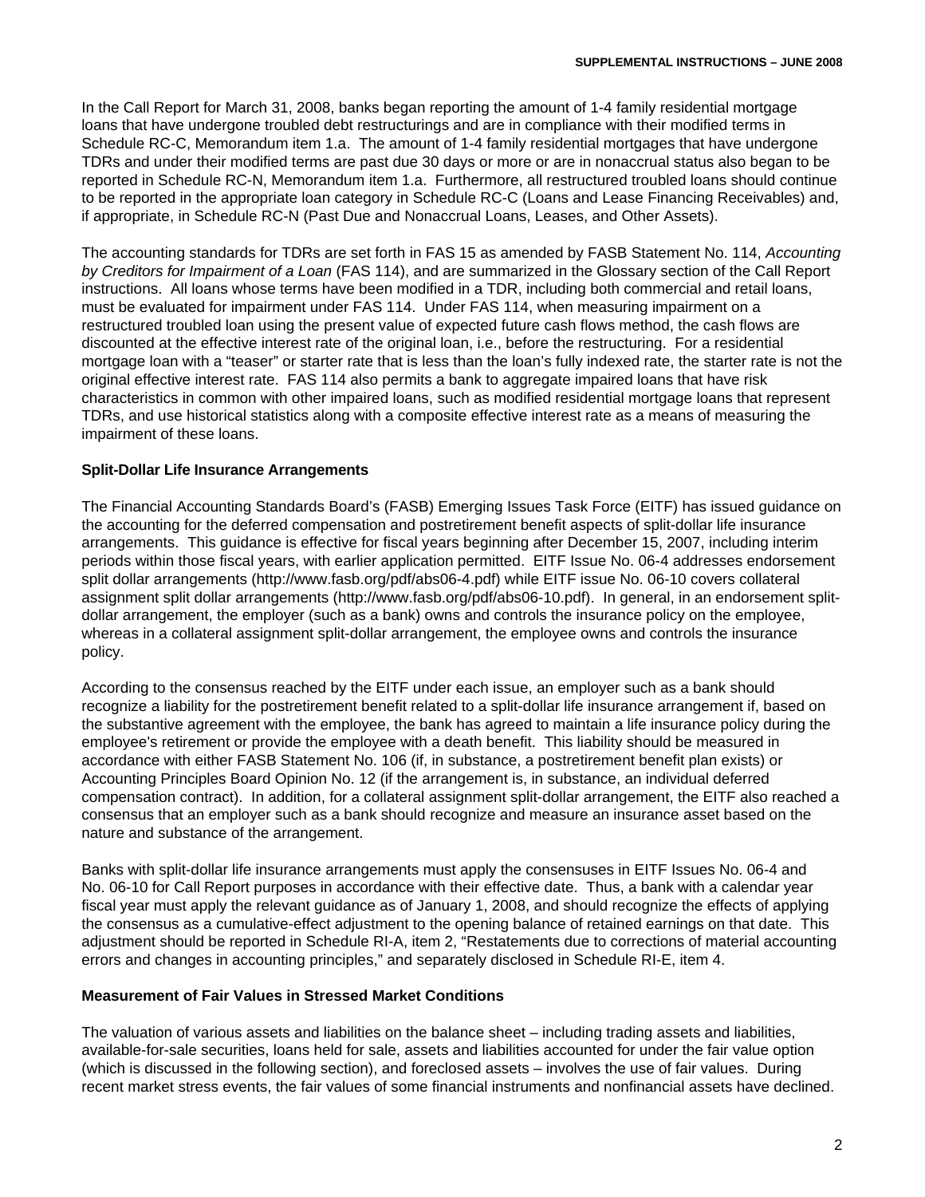In the Call Report for March 31, 2008, banks began reporting the amount of 1-4 family residential mortgage loans that have undergone troubled debt restructurings and are in compliance with their modified terms in Schedule RC-C, Memorandum item 1.a. The amount of 1-4 family residential mortgages that have undergone TDRs and under their modified terms are past due 30 days or more or are in nonaccrual status also began to be reported in Schedule RC-N, Memorandum item 1.a. Furthermore, all restructured troubled loans should continue to be reported in the appropriate loan category in Schedule RC-C (Loans and Lease Financing Receivables) and, if appropriate, in Schedule RC-N (Past Due and Nonaccrual Loans, Leases, and Other Assets).

The accounting standards for TDRs are set forth in FAS 15 as amended by FASB Statement No. 114, *Accounting by Creditors for Impairment of a Loan* (FAS 114), and are summarized in the Glossary section of the Call Report instructions. All loans whose terms have been modified in a TDR, including both commercial and retail loans, must be evaluated for impairment under FAS 114. Under FAS 114, when measuring impairment on a restructured troubled loan using the present value of expected future cash flows method, the cash flows are discounted at the effective interest rate of the original loan, i.e., before the restructuring. For a residential mortgage loan with a "teaser" or starter rate that is less than the loan's fully indexed rate, the starter rate is not the original effective interest rate. FAS 114 also permits a bank to aggregate impaired loans that have risk characteristics in common with other impaired loans, such as modified residential mortgage loans that represent TDRs, and use historical statistics along with a composite effective interest rate as a means of measuring the impairment of these loans.

**Split-Dollar Life Insurance Arrangements**

The Financial Accounting Standards Board's (FASB) Emerging Issues Task Force (EITF) has issued guidance on the accounting for the deferred compensation and postretirement benefit aspects of split-dollar life insurance arrangements. This guidance is effective for fiscal years beginning after December 15, 2007, including interim periods within those fiscal years, with earlier application permitted. EITF Issue No. 06-4 addresses endorsement split dollar arrangements (http://www.fasb.org/pdf/abs06-4.pdf) while EITF issue No. 06-10 covers collateral assignment split dollar arrangements (http://www.fasb.org/pdf/abs06-10.pdf). In general, in an endorsement split-dollar arrangement, the employer (such as a bank) owns and controls the insurance policy on the employee, whereas in a collateral assignment split-dollar arrangement, the employee owns and controls the insurance policy.

According to the consensus reached by the EITF under each issue, an employer such as a bank should recognize a liability for the postretirement benefit related to a split-dollar life insurance arrangement if, based on the substantive agreement with the employee, the bank has agreed to maintain a life insurance policy during the employee's retirement or provide the employee with a death benefit. This liability should be measured in accordance with either FASB Statement No. 106 (if, in substance, a postretirement benefit plan exists) or Accounting Principles Board Opinion No. 12 (if the arrangement is, in substance, an individual deferred compensation contract). In addition, for a collateral assignment split-dollar arrangement, the EITF also reached a consensus that an employer such as a bank should recognize and measure an insurance asset based on the nature and substance of the arrangement.

Banks with split-dollar life insurance arrangements must apply the consensuses in EITF Issues No. 06-4 and No. 06-10 for Call Report purposes in accordance with their effective date. Thus, a bank with a calendar year fiscal year must apply the relevant guidance as of January 1, 2008, and should recognize the effects of applying the consensus as a cumulative-effect adjustment to the opening balance of retained earnings on that date. This adjustment should be reported in Schedule RI-A, item 2, "Restatements due to corrections of material accounting errors and changes in accounting principles," and separately disclosed in Schedule RI-E, item 4.

**Measurement of Fair Values in Stressed Market Conditions**

The valuation of various assets and liabilities on the balance sheet – including trading assets and liabilities, available-for-sale securities, loans held for sale, assets and liabilities accounted for under the fair value option (which is discussed in the following section), and foreclosed assets – involves the use of fair values. During recent market stress events, the fair values of some financial instruments and nonfinancial assets have declined.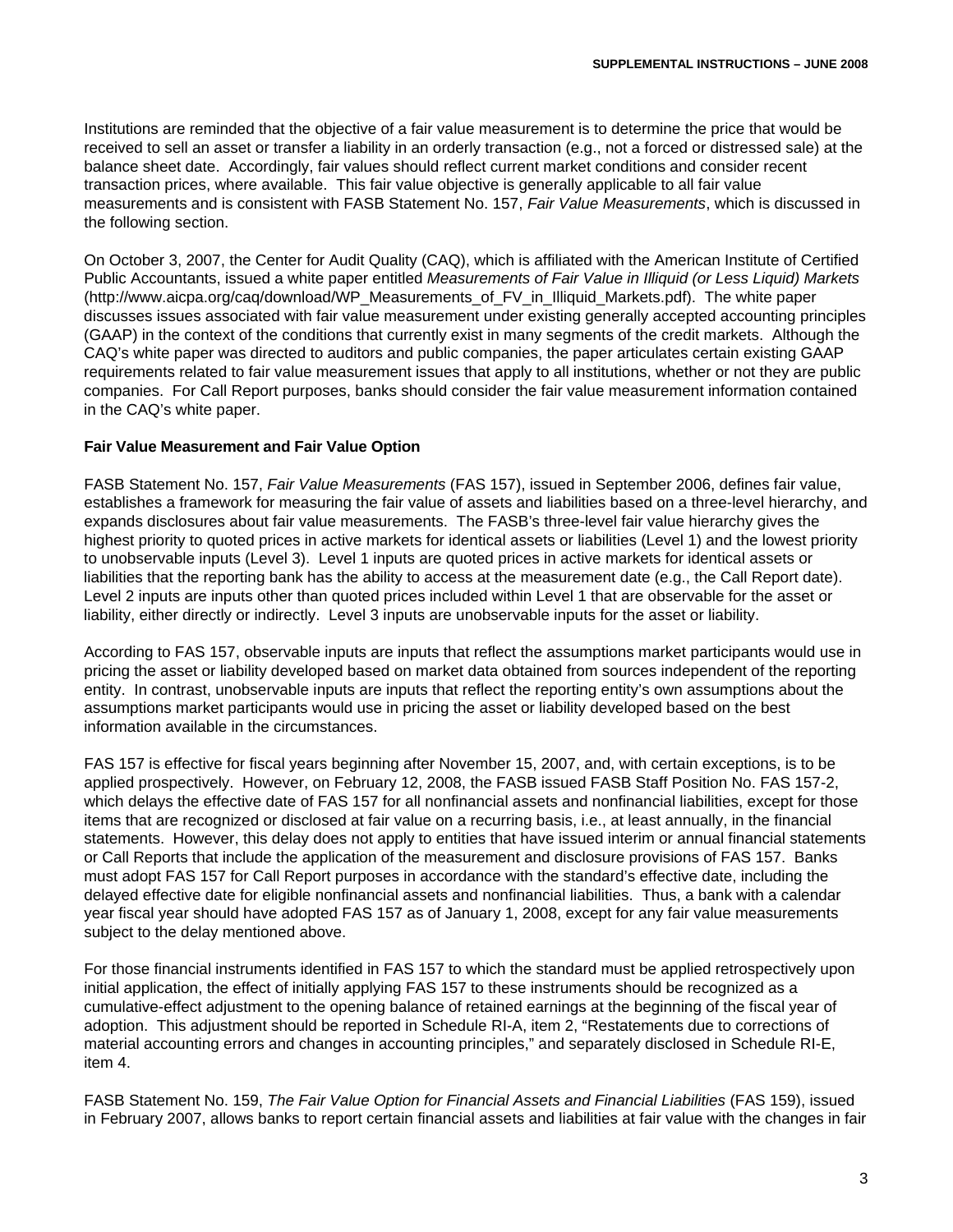Institutions are reminded that the objective of a fair value measurement is to determine the price that would be received to sell an asset or transfer a liability in an orderly transaction (e.g., not a forced or distressed sale) at the balance sheet date. Accordingly, fair values should reflect current market conditions and consider recent transaction prices, where available. This fair value objective is generally applicable to all fair value measurements and is consistent with FASB Statement No. 157, *Fair Value Measurements*, which is discussed in the following section.

On October 3, 2007, the Center for Audit Quality (CAQ), which is affiliated with the American Institute of Certified Public Accountants, issued a white paper entitled *Measurements of Fair Value in Illiquid (or Less Liquid) Markets* (http://www.aicpa.org/caq/download/WP_Measurements_of_FV_in_Illiquid_Markets.pdf). The white paper discusses issues associated with fair value measurement under existing generally accepted accounting principles (GAAP) in the context of the conditions that currently exist in many segments of the credit markets. Although the CAQ's white paper was directed to auditors and public companies, the paper articulates certain existing GAAP requirements related to fair value measurement issues that apply to all institutions, whether or not they are public companies. For Call Report purposes, banks should consider the fair value measurement information contained in the CAQ's white paper.

**Fair Value Measurement and Fair Value Option**

FASB Statement No. 157, *Fair Value Measurements* (FAS 157), issued in September 2006, defines fair value, establishes a framework for measuring the fair value of assets and liabilities based on a three-level hierarchy, and expands disclosures about fair value measurements. The FASB's three-level fair value hierarchy gives the highest priority to quoted prices in active markets for identical assets or liabilities (Level 1) and the lowest priority to unobservable inputs (Level 3). Level 1 inputs are quoted prices in active markets for identical assets or liabilities that the reporting bank has the ability to access at the measurement date (e.g., the Call Report date). Level 2 inputs are inputs other than quoted prices included within Level 1 that are observable for the asset or liability, either directly or indirectly. Level 3 inputs are unobservable inputs for the asset or liability.

According to FAS 157, observable inputs are inputs that reflect the assumptions market participants would use in pricing the asset or liability developed based on market data obtained from sources independent of the reporting entity. In contrast, unobservable inputs are inputs that reflect the reporting entity's own assumptions about the assumptions market participants would use in pricing the asset or liability developed based on the best information available in the circumstances.

FAS 157 is effective for fiscal years beginning after November 15, 2007, and, with certain exceptions, is to be applied prospectively. However, on February 12, 2008, the FASB issued FASB Staff Position No. FAS 157-2, which delays the effective date of FAS 157 for all nonfinancial assets and nonfinancial liabilities, except for those items that are recognized or disclosed at fair value on a recurring basis, i.e., at least annually, in the financial statements. However, this delay does not apply to entities that have issued interim or annual financial statements or Call Reports that include the application of the measurement and disclosure provisions of FAS 157. Banks must adopt FAS 157 for Call Report purposes in accordance with the standard's effective date, including the delayed effective date for eligible nonfinancial assets and nonfinancial liabilities. Thus, a bank with a calendar year fiscal year should have adopted FAS 157 as of January 1, 2008, except for any fair value measurements subject to the delay mentioned above.

For those financial instruments identified in FAS 157 to which the standard must be applied retrospectively upon initial application, the effect of initially applying FAS 157 to these instruments should be recognized as a cumulative-effect adjustment to the opening balance of retained earnings at the beginning of the fiscal year of adoption. This adjustment should be reported in Schedule RI-A, item 2, "Restatements due to corrections of material accounting errors and changes in accounting principles," and separately disclosed in Schedule RI-E, item 4.

FASB Statement No. 159, *The Fair Value Option for Financial Assets and Financial Liabilities* (FAS 159), issued in February 2007, allows banks to report certain financial assets and liabilities at fair value with the changes in fair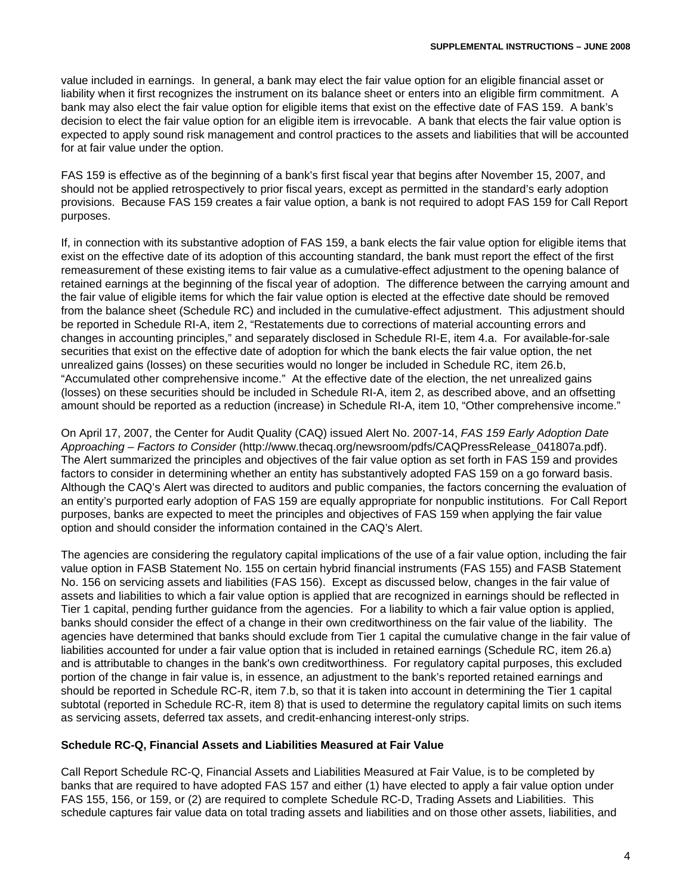value included in earnings. In general, a bank may elect the fair value option for an eligible financial asset or liability when it first recognizes the instrument on its balance sheet or enters into an eligible firm commitment. A bank may also elect the fair value option for eligible items that exist on the effective date of FAS 159. A bank's decision to elect the fair value option for an eligible item is irrevocable. A bank that elects the fair value option is expected to apply sound risk management and control practices to the assets and liabilities that will be accounted for at fair value under the option.

FAS 159 is effective as of the beginning of a bank's first fiscal year that begins after November 15, 2007, and should not be applied retrospectively to prior fiscal years, except as permitted in the standard's early adoption provisions. Because FAS 159 creates a fair value option, a bank is not required to adopt FAS 159 for Call Report purposes.

If, in connection with its substantive adoption of FAS 159, a bank elects the fair value option for eligible items that exist on the effective date of its adoption of this accounting standard, the bank must report the effect of the first remeasurement of these existing items to fair value as a cumulative-effect adjustment to the opening balance of retained earnings at the beginning of the fiscal year of adoption. The difference between the carrying amount and the fair value of eligible items for which the fair value option is elected at the effective date should be removed from the balance sheet (Schedule RC) and included in the cumulative-effect adjustment. This adjustment should be reported in Schedule RI-A, item 2, "Restatements due to corrections of material accounting errors and changes in accounting principles," and separately disclosed in Schedule RI-E, item 4.a. For available-for-sale securities that exist on the effective date of adoption for which the bank elects the fair value option, the net unrealized gains (losses) on these securities would no longer be included in Schedule RC, item 26.b, "Accumulated other comprehensive income." At the effective date of the election, the net unrealized gains (losses) on these securities should be included in Schedule RI-A, item 2, as described above, and an offsetting amount should be reported as a reduction (increase) in Schedule RI-A, item 10, "Other comprehensive income."

On April 17, 2007, the Center for Audit Quality (CAQ) issued Alert No. 2007-14, *FAS 159 Early Adoption Date Approaching – Factors to Consider* (http://www.thecaq.org/newsroom/pdfs/CAQPressRelease_041807a.pdf). The Alert summarized the principles and objectives of the fair value option as set forth in FAS 159 and provides factors to consider in determining whether an entity has substantively adopted FAS 159 on a go forward basis. Although the CAQ's Alert was directed to auditors and public companies, the factors concerning the evaluation of an entity's purported early adoption of FAS 159 are equally appropriate for nonpublic institutions. For Call Report purposes, banks are expected to meet the principles and objectives of FAS 159 when applying the fair value option and should consider the information contained in the CAQ's Alert.

The agencies are considering the regulatory capital implications of the use of a fair value option, including the fair value option in FASB Statement No. 155 on certain hybrid financial instruments (FAS 155) and FASB Statement No. 156 on servicing assets and liabilities (FAS 156). Except as discussed below, changes in the fair value of assets and liabilities to which a fair value option is applied that are recognized in earnings should be reflected in Tier 1 capital, pending further guidance from the agencies. For a liability to which a fair value option is applied, banks should consider the effect of a change in their own creditworthiness on the fair value of the liability. The agencies have determined that banks should exclude from Tier 1 capital the cumulative change in the fair value of liabilities accounted for under a fair value option that is included in retained earnings (Schedule RC, item 26.a) and is attributable to changes in the bank's own creditworthiness. For regulatory capital purposes, this excluded portion of the change in fair value is, in essence, an adjustment to the bank's reported retained earnings and should be reported in Schedule RC-R, item 7.b, so that it is taken into account in determining the Tier 1 capital subtotal (reported in Schedule RC-R, item 8) that is used to determine the regulatory capital limits on such items as servicing assets, deferred tax assets, and credit-enhancing interest-only strips.

**Schedule RC-Q, Financial Assets and Liabilities Measured at Fair Value**

Call Report Schedule RC-Q, Financial Assets and Liabilities Measured at Fair Value, is to be completed by banks that are required to have adopted FAS 157 and either (1) have elected to apply a fair value option under FAS 155, 156, or 159, or (2) are required to complete Schedule RC-D, Trading Assets and Liabilities. This schedule captures fair value data on total trading assets and liabilities and on those other assets, liabilities, and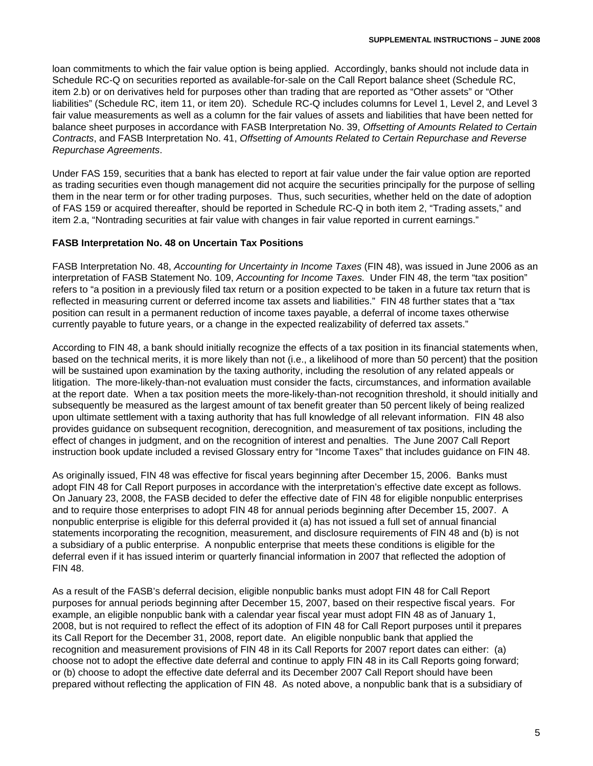loan commitments to which the fair value option is being applied. Accordingly, banks should not include data in Schedule RC-Q on securities reported as available-for-sale on the Call Report balance sheet (Schedule RC, item 2.b) or on derivatives held for purposes other than trading that are reported as "Other assets" or "Other liabilities" (Schedule RC, item 11, or item 20). Schedule RC-Q includes columns for Level 1, Level 2, and Level 3 fair value measurements as well as a column for the fair values of assets and liabilities that have been netted for balance sheet purposes in accordance with FASB Interpretation No. 39, *Offsetting of Amounts Related to Certain Contracts*, and FASB Interpretation No. 41, *Offsetting of Amounts Related to Certain Repurchase and Reverse Repurchase Agreements*.

Under FAS 159, securities that a bank has elected to report at fair value under the fair value option are reported as trading securities even though management did not acquire the securities principally for the purpose of selling them in the near term or for other trading purposes. Thus, such securities, whether held on the date of adoption of FAS 159 or acquired thereafter, should be reported in Schedule RC-Q in both item 2, "Trading assets," and item 2.a, "Nontrading securities at fair value with changes in fair value reported in current earnings."

**FASB Interpretation No. 48 on Uncertain Tax Positions**

FASB Interpretation No. 48, *Accounting for Uncertainty in Income Taxes* (FIN 48), was issued in June 2006 as an interpretation of FASB Statement No. 109, *Accounting for Income Taxes.* Under FIN 48, the term "tax position" refers to "a position in a previously filed tax return or a position expected to be taken in a future tax return that is reflected in measuring current or deferred income tax assets and liabilities." FIN 48 further states that a "tax position can result in a permanent reduction of income taxes payable, a deferral of income taxes otherwise currently payable to future years, or a change in the expected realizability of deferred tax assets."

According to FIN 48, a bank should initially recognize the effects of a tax position in its financial statements when, based on the technical merits, it is more likely than not (i.e., a likelihood of more than 50 percent) that the position will be sustained upon examination by the taxing authority, including the resolution of any related appeals or litigation. The more-likely-than-not evaluation must consider the facts, circumstances, and information available at the report date. When a tax position meets the more-likely-than-not recognition threshold, it should initially and subsequently be measured as the largest amount of tax benefit greater than 50 percent likely of being realized upon ultimate settlement with a taxing authority that has full knowledge of all relevant information. FIN 48 also provides guidance on subsequent recognition, derecognition, and measurement of tax positions, including the effect of changes in judgment, and on the recognition of interest and penalties. The June 2007 Call Report instruction book update included a revised Glossary entry for "Income Taxes" that includes guidance on FIN 48.

As originally issued, FIN 48 was effective for fiscal years beginning after December 15, 2006. Banks must adopt FIN 48 for Call Report purposes in accordance with the interpretation's effective date except as follows. On January 23, 2008, the FASB decided to defer the effective date of FIN 48 for eligible nonpublic enterprises and to require those enterprises to adopt FIN 48 for annual periods beginning after December 15, 2007. A nonpublic enterprise is eligible for this deferral provided it (a) has not issued a full set of annual financial statements incorporating the recognition, measurement, and disclosure requirements of FIN 48 and (b) is not a subsidiary of a public enterprise. A nonpublic enterprise that meets these conditions is eligible for the deferral even if it has issued interim or quarterly financial information in 2007 that reflected the adoption of FIN 48.

As a result of the FASB's deferral decision, eligible nonpublic banks must adopt FIN 48 for Call Report purposes for annual periods beginning after December 15, 2007, based on their respective fiscal years. For example, an eligible nonpublic bank with a calendar year fiscal year must adopt FIN 48 as of January 1, 2008, but is not required to reflect the effect of its adoption of FIN 48 for Call Report purposes until it prepares its Call Report for the December 31, 2008, report date. An eligible nonpublic bank that applied the recognition and measurement provisions of FIN 48 in its Call Reports for 2007 report dates can either: (a) choose not to adopt the effective date deferral and continue to apply FIN 48 in its Call Reports going forward; or (b) choose to adopt the effective date deferral and its December 2007 Call Report should have been prepared without reflecting the application of FIN 48. As noted above, a nonpublic bank that is a subsidiary of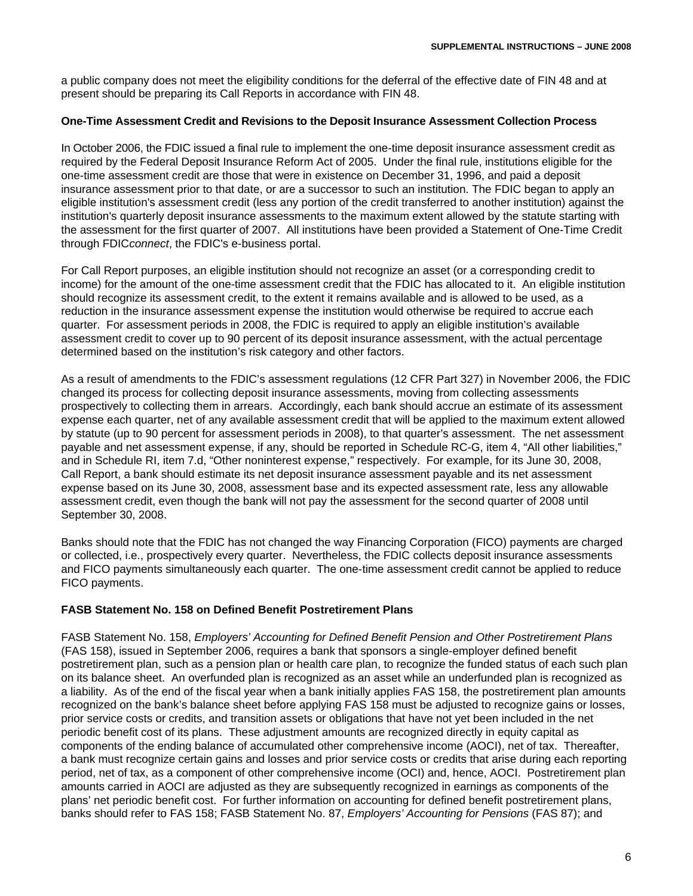a public company does not meet the eligibility conditions for the deferral of the effective date of FIN 48 and at present should be preparing its Call Reports in accordance with FIN 48.

**One-Time Assessment Credit and Revisions to the Deposit Insurance Assessment Collection Process**

In October 2006, the FDIC issued a final rule to implement the one-time deposit insurance assessment credit as required by the Federal Deposit Insurance Reform Act of 2005. Under the final rule, institutions eligible for the one-time assessment credit are those that were in existence on December 31, 1996, and paid a deposit insurance assessment prior to that date, or are a successor to such an institution. The FDIC began to apply an eligible institution's assessment credit (less any portion of the credit transferred to another institution) against the institution's quarterly deposit insurance assessments to the maximum extent allowed by the statute starting with the assessment for the first quarter of 2007. All institutions have been provided a Statement of One-Time Credit through FDIC*connect*, the FDIC's e-business portal.

For Call Report purposes, an eligible institution should not recognize an asset (or a corresponding credit to income) for the amount of the one-time assessment credit that the FDIC has allocated to it. An eligible institution should recognize its assessment credit, to the extent it remains available and is allowed to be used, as a reduction in the insurance assessment expense the institution would otherwise be required to accrue each quarter. For assessment periods in 2008, the FDIC is required to apply an eligible institution's available assessment credit to cover up to 90 percent of its deposit insurance assessment, with the actual percentage determined based on the institution's risk category and other factors.

As a result of amendments to the FDIC's assessment regulations (12 CFR Part 327) in November 2006, the FDIC changed its process for collecting deposit insurance assessments, moving from collecting assessments prospectively to collecting them in arrears. Accordingly, each bank should accrue an estimate of its assessment expense each quarter, net of any available assessment credit that will be applied to the maximum extent allowed by statute (up to 90 percent for assessment periods in 2008), to that quarter's assessment. The net assessment payable and net assessment expense, if any, should be reported in Schedule RC-G, item 4, "All other liabilities," and in Schedule RI, item 7.d, "Other noninterest expense," respectively. For example, for its June 30, 2008, Call Report, a bank should estimate its net deposit insurance assessment payable and its net assessment expense based on its June 30, 2008, assessment base and its expected assessment rate, less any allowable assessment credit, even though the bank will not pay the assessment for the second quarter of 2008 until September 30, 2008.

Banks should note that the FDIC has not changed the way Financing Corporation (FICO) payments are charged or collected, i.e., prospectively every quarter. Nevertheless, the FDIC collects deposit insurance assessments and FICO payments simultaneously each quarter. The one-time assessment credit cannot be applied to reduce FICO payments.

**FASB Statement No. 158 on Defined Benefit Postretirement Plans**

FASB Statement No. 158, *Employers' Accounting for Defined Benefit Pension and Other Postretirement Plans* (FAS 158), issued in September 2006, requires a bank that sponsors a single-employer defined benefit postretirement plan, such as a pension plan or health care plan, to recognize the funded status of each such plan on its balance sheet. An overfunded plan is recognized as an asset while an underfunded plan is recognized as a liability. As of the end of the fiscal year when a bank initially applies FAS 158, the postretirement plan amounts recognized on the bank's balance sheet before applying FAS 158 must be adjusted to recognize gains or losses, prior service costs or credits, and transition assets or obligations that have not yet been included in the net periodic benefit cost of its plans. These adjustment amounts are recognized directly in equity capital as components of the ending balance of accumulated other comprehensive income (AOCI), net of tax. Thereafter, a bank must recognize certain gains and losses and prior service costs or credits that arise during each reporting period, net of tax, as a component of other comprehensive income (OCI) and, hence, AOCI. Postretirement plan amounts carried in AOCI are adjusted as they are subsequently recognized in earnings as components of the plans' net periodic benefit cost. For further information on accounting for defined benefit postretirement plans, banks should refer to FAS 158; FASB Statement No. 87, *Employers' Accounting for Pensions* (FAS 87); and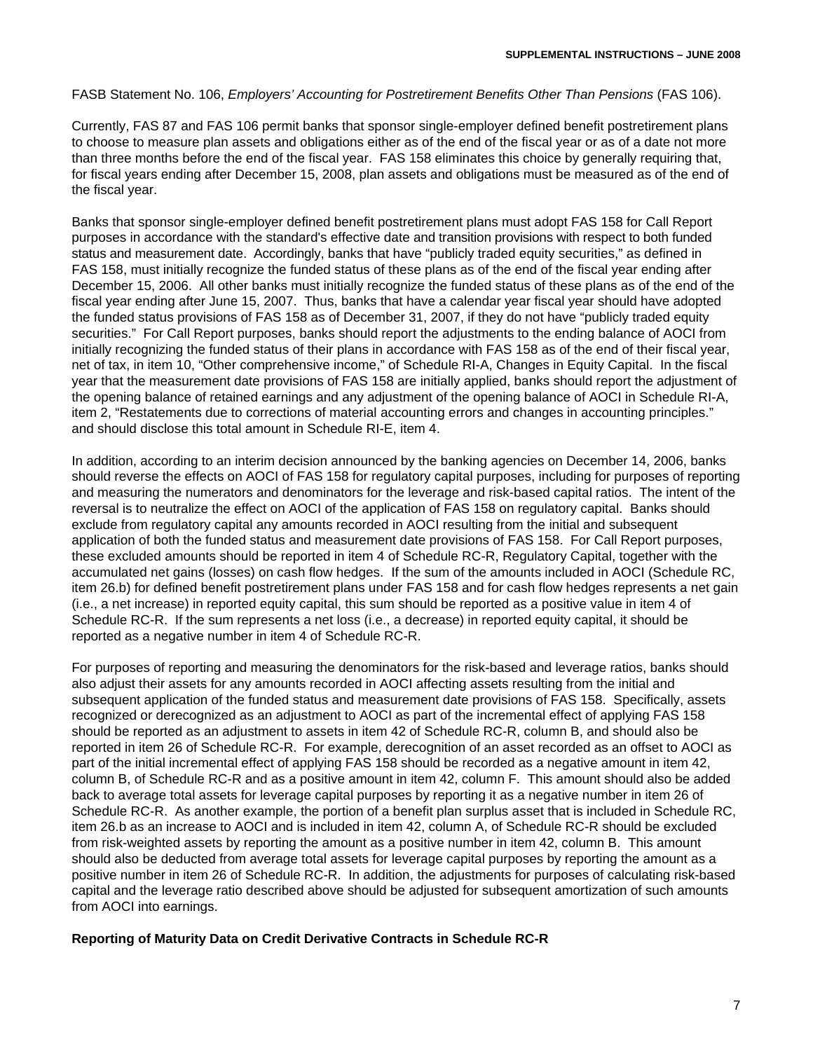FASB Statement No. 106, *Employers' Accounting for Postretirement Benefits Other Than Pensions* (FAS 106).

Currently, FAS 87 and FAS 106 permit banks that sponsor single-employer defined benefit postretirement plans to choose to measure plan assets and obligations either as of the end of the fiscal year or as of a date not more than three months before the end of the fiscal year. FAS 158 eliminates this choice by generally requiring that, for fiscal years ending after December 15, 2008, plan assets and obligations must be measured as of the end of the fiscal year.

Banks that sponsor single-employer defined benefit postretirement plans must adopt FAS 158 for Call Report purposes in accordance with the standard's effective date and transition provisions with respect to both funded status and measurement date. Accordingly, banks that have "publicly traded equity securities," as defined in FAS 158, must initially recognize the funded status of these plans as of the end of the fiscal year ending after December 15, 2006. All other banks must initially recognize the funded status of these plans as of the end of the fiscal year ending after June 15, 2007. Thus, banks that have a calendar year fiscal year should have adopted the funded status provisions of FAS 158 as of December 31, 2007, if they do not have "publicly traded equity securities." For Call Report purposes, banks should report the adjustments to the ending balance of AOCI from initially recognizing the funded status of their plans in accordance with FAS 158 as of the end of their fiscal year, net of tax, in item 10, "Other comprehensive income," of Schedule RI-A, Changes in Equity Capital. In the fiscal year that the measurement date provisions of FAS 158 are initially applied, banks should report the adjustment of the opening balance of retained earnings and any adjustment of the opening balance of AOCI in Schedule RI-A, item 2, "Restatements due to corrections of material accounting errors and changes in accounting principles." and should disclose this total amount in Schedule RI-E, item 4.

In addition, according to an interim decision announced by the banking agencies on December 14, 2006, banks should reverse the effects on AOCI of FAS 158 for regulatory capital purposes, including for purposes of reporting and measuring the numerators and denominators for the leverage and risk-based capital ratios. The intent of the reversal is to neutralize the effect on AOCI of the application of FAS 158 on regulatory capital. Banks should exclude from regulatory capital any amounts recorded in AOCI resulting from the initial and subsequent application of both the funded status and measurement date provisions of FAS 158. For Call Report purposes, these excluded amounts should be reported in item 4 of Schedule RC-R, Regulatory Capital, together with the accumulated net gains (losses) on cash flow hedges. If the sum of the amounts included in AOCI (Schedule RC, item 26.b) for defined benefit postretirement plans under FAS 158 and for cash flow hedges represents a net gain (i.e., a net increase) in reported equity capital, this sum should be reported as a positive value in item 4 of Schedule RC-R. If the sum represents a net loss (i.e., a decrease) in reported equity capital, it should be reported as a negative number in item 4 of Schedule RC-R.

For purposes of reporting and measuring the denominators for the risk-based and leverage ratios, banks should also adjust their assets for any amounts recorded in AOCI affecting assets resulting from the initial and subsequent application of the funded status and measurement date provisions of FAS 158. Specifically, assets recognized or derecognized as an adjustment to AOCI as part of the incremental effect of applying FAS 158 should be reported as an adjustment to assets in item 42 of Schedule RC-R, column B, and should also be reported in item 26 of Schedule RC-R. For example, derecognition of an asset recorded as an offset to AOCI as part of the initial incremental effect of applying FAS 158 should be recorded as a negative amount in item 42, column B, of Schedule RC-R and as a positive amount in item 42, column F. This amount should also be added back to average total assets for leverage capital purposes by reporting it as a negative number in item 26 of Schedule RC-R. As another example, the portion of a benefit plan surplus asset that is included in Schedule RC, item 26.b as an increase to AOCI and is included in item 42, column A, of Schedule RC-R should be excluded from risk-weighted assets by reporting the amount as a positive number in item 42, column B. This amount should also be deducted from average total assets for leverage capital purposes by reporting the amount as a positive number in item 26 of Schedule RC-R. In addition, the adjustments for purposes of calculating risk-based capital and the leverage ratio described above should be adjusted for subsequent amortization of such amounts from AOCI into earnings.

**Reporting of Maturity Data on Credit Derivative Contracts in Schedule RC-R**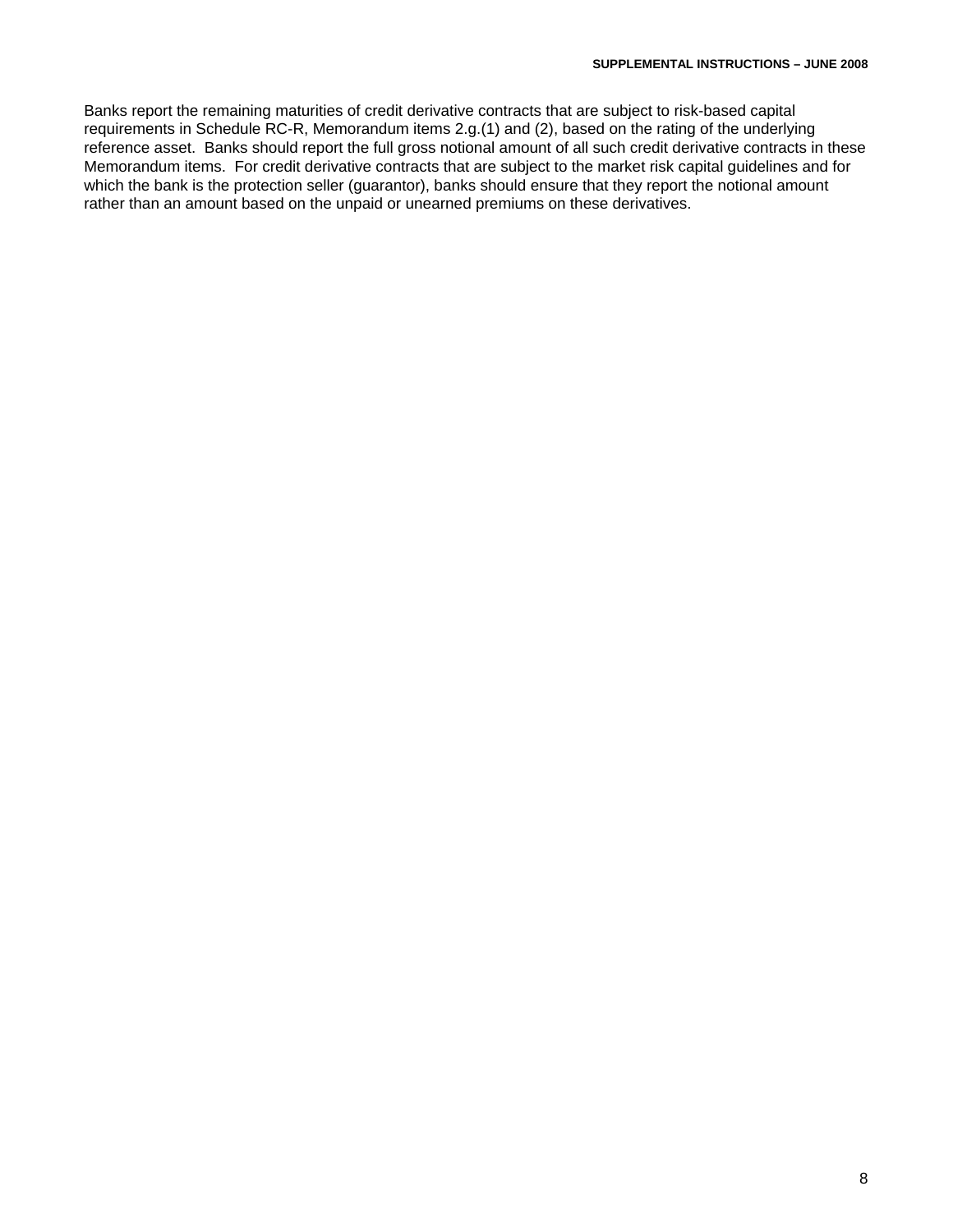Banks report the remaining maturities of credit derivative contracts that are subject to risk-based capital requirements in Schedule RC-R, Memorandum items 2.g.(1) and (2), based on the rating of the underlying reference asset. Banks should report the full gross notional amount of all such credit derivative contracts in these Memorandum items. For credit derivative contracts that are subject to the market risk capital guidelines and for which the bank is the protection seller (guarantor), banks should ensure that they report the notional amount rather than an amount based on the unpaid or unearned premiums on these derivatives.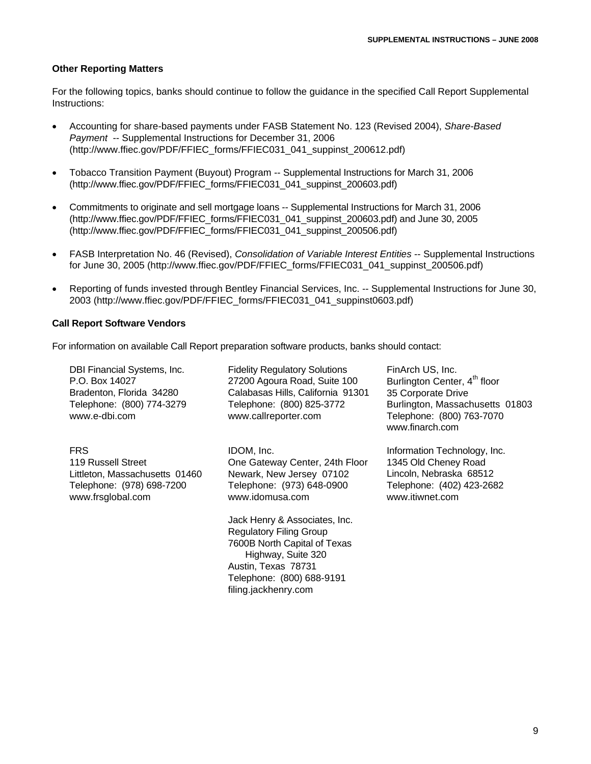### Other Reporting Matters

For the following topics, banks should continue to follow the guidance in the specified Call Report Supplemental Instructions:

- Accounting for share-based payments under FASB Statement No. 123 (Revised 2004), *Share-Based Payment* -- Supplemental Instructions for December 31, 2006 (http://www.ffiec.gov/PDF/FFIEC_forms/FFIEC031_041_suppinst_200612.pdf)

- Tobacco Transition Payment (Buyout) Program -- Supplemental Instructions for March 31, 2006 (http://www.ffiec.gov/PDF/FFIEC_forms/FFIEC031_041_suppinst_200603.pdf)

- Commitments to originate and sell mortgage loans -- Supplemental Instructions for March 31, 2006 (http://www.ffiec.gov/PDF/FFIEC_forms/FFIEC031_041_suppinst_200603.pdf) and June 30, 2005 (http://www.ffiec.gov/PDF/FFIEC_forms/FFIEC031_041_suppinst_200506.pdf)

- FASB Interpretation No. 46 (Revised), *Consolidation of Variable Interest Entities* -- Supplemental Instructions for June 30, 2005 (http://www.ffiec.gov/PDF/FFIEC_forms/FFIEC031_041_suppinst_200506.pdf)

- Reporting of funds invested through Bentley Financial Services, Inc. -- Supplemental Instructions for June 30, 2003 (http://www.ffiec.gov/PDF/FFIEC_forms/FFIEC031_041_suppinst0603.pdf)

### Call Report Software Vendors

For information on available Call Report preparation software products, banks should contact:

DBI Financial Systems, Inc.
P.O. Box 14027
Bradenton, Florida 34280
Telephone: (800) 774-3279
www.e-dbi.com

Fidelity Regulatory Solutions
27200 Agoura Road, Suite 100
Calabasas Hills, California 91301
Telephone: (800) 825-3772
www.callreporter.com

FinArch US, Inc.
Burlington Center, 4th floor
35 Corporate Drive
Burlington, Massachusetts 01803
Telephone: (800) 763-7070
www.finarch.com

FRS
119 Russell Street
Littleton, Massachusetts 01460
Telephone: (978) 698-7200
www.frsglobal.com

IDOM, Inc.
One Gateway Center, 24th Floor
Newark, New Jersey 07102
Telephone: (973) 648-0900
www.idomusa.com

Information Technology, Inc.
1345 Old Cheney Road
Lincoln, Nebraska 68512
Telephone: (402) 423-2682
www.itiwnet.com

Jack Henry & Associates, Inc.
Regulatory Filing Group
7600B North Capital of Texas Highway, Suite 320
Austin, Texas 78731
Telephone: (800) 688-9191
filing.jackhenry.com